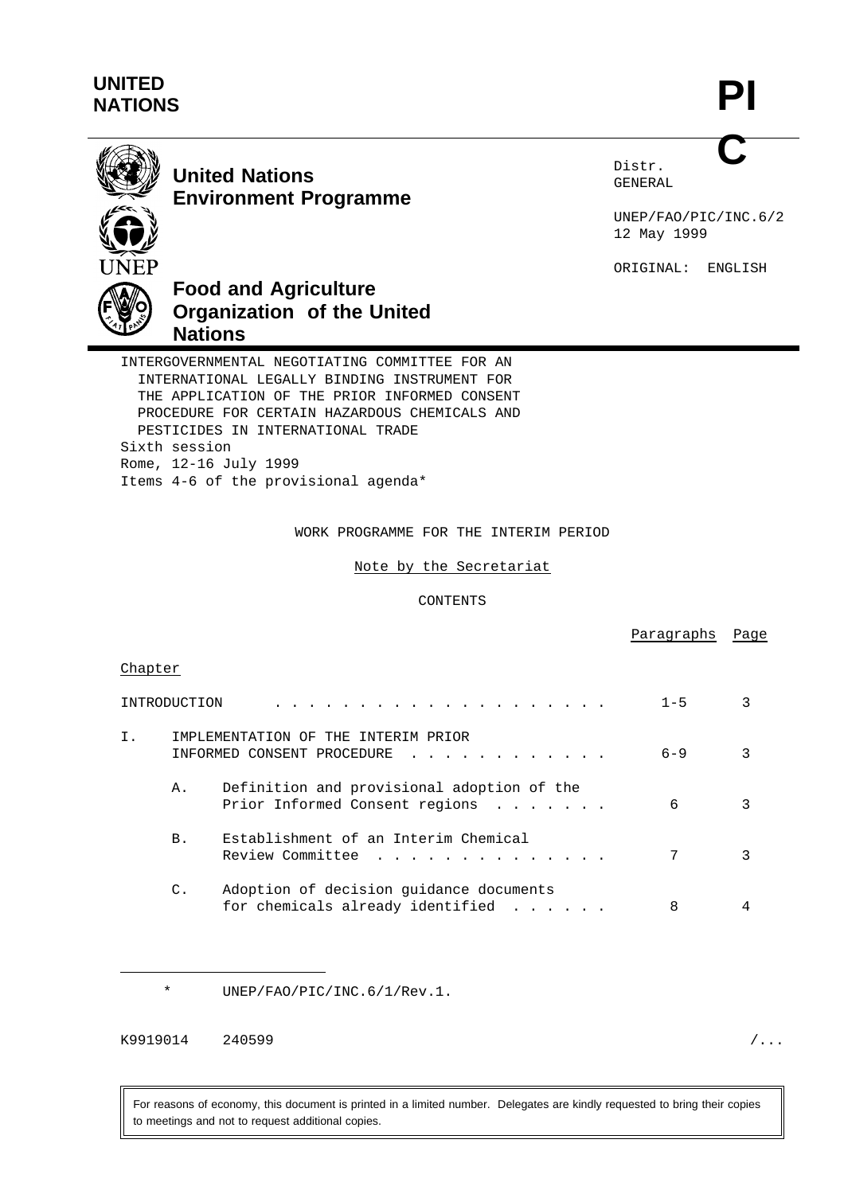**UNITED NATIONS**

**PIC**

**United Nations Environment Programme**

**Food and Agriculture Organization of the United Nations**

Distr.
GENERAL

UNEP/FAO/PIC/INC.6/2
12 May 1999

ORIGINAL: ENGLISH

INTERGOVERNMENTAL NEGOTIATING COMMITTEE FOR AN INTERNATIONAL LEGALLY BINDING INSTRUMENT FOR THE APPLICATION OF THE PRIOR INFORMED CONSENT PROCEDURE FOR CERTAIN HAZARDOUS CHEMICALS AND PESTICIDES IN INTERNATIONAL TRADE
Sixth session
Rome, 12-16 July 1999
Items 4-6 of the provisional agenda*

# WORK PROGRAMME FOR THE INTERIM PERIOD

## Note by the Secretariat

### CONTENTS

| Chapter | | Paragraphs | Page |
|---|---|---|---|
| INTRODUCTION | | 1-5 | 3 |
| I. | IMPLEMENTATION OF THE INTERIM PRIOR INFORMED CONSENT PROCEDURE | 6-9 | 3 |
| | A. Definition and provisional adoption of the Prior Informed Consent regions | 6 | 3 |
| | B. Establishment of an Interim Chemical Review Committee | 7 | 3 |
| | C. Adoption of decision guidance documents for chemicals already identified | 8 | 4 |

\* UNEP/FAO/PIC/INC.6/1/Rev.1.

K9919014 240599

For reasons of economy, this document is printed in a limited number. Delegates are kindly requested to bring their copies to meetings and not to request additional copies.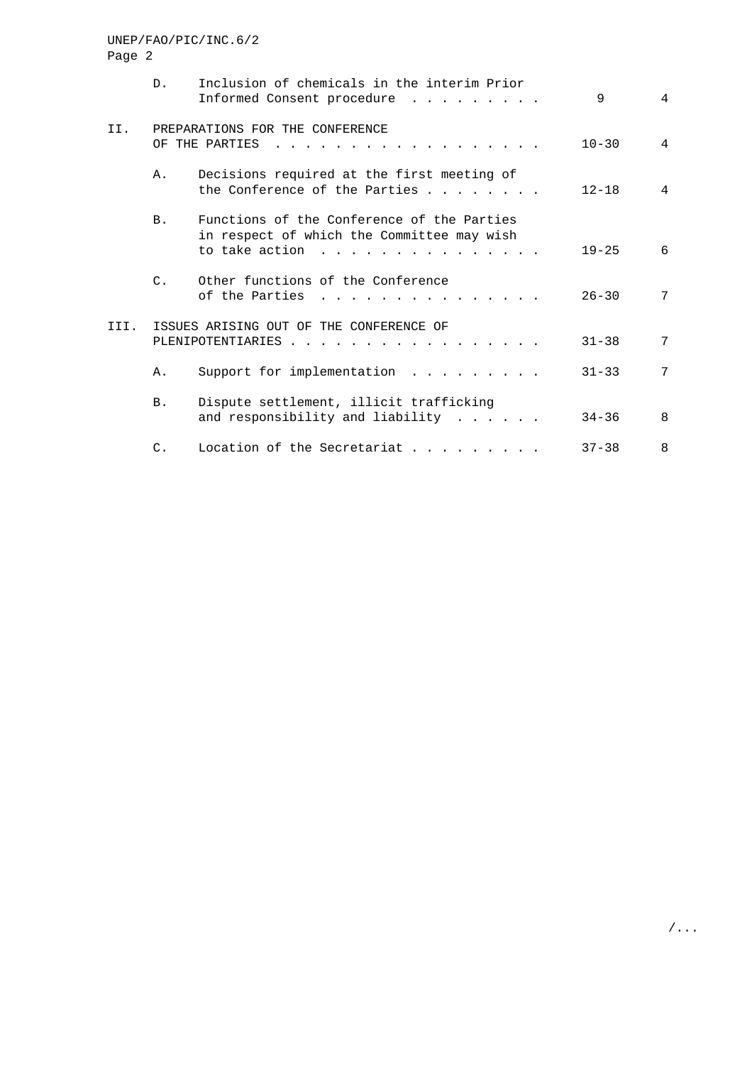| | | | Paragraphs | Page |
|---|---|---|---|---|
| | D. | Inclusion of chemicals in the interim Prior Informed Consent procedure | 9 | 4 |
| II. | | PREPARATIONS FOR THE CONFERENCE OF THE PARTIES | 10-30 | 4 |
| | A. | Decisions required at the first meeting of the Conference of the Parties | 12-18 | 4 |
| | B. | Functions of the Conference of the Parties in respect of which the Committee may wish to take action | 19-25 | 6 |
| | C. | Other functions of the Conference of the Parties | 26-30 | 7 |
| III. | | ISSUES ARISING OUT OF THE CONFERENCE OF PLENIPOTENTIARIES | 31-38 | 7 |
| | A. | Support for implementation | 31-33 | 7 |
| | B. | Dispute settlement, illicit trafficking and responsibility and liability | 34-36 | 8 |
| | C. | Location of the Secretariat | 37-38 | 8 |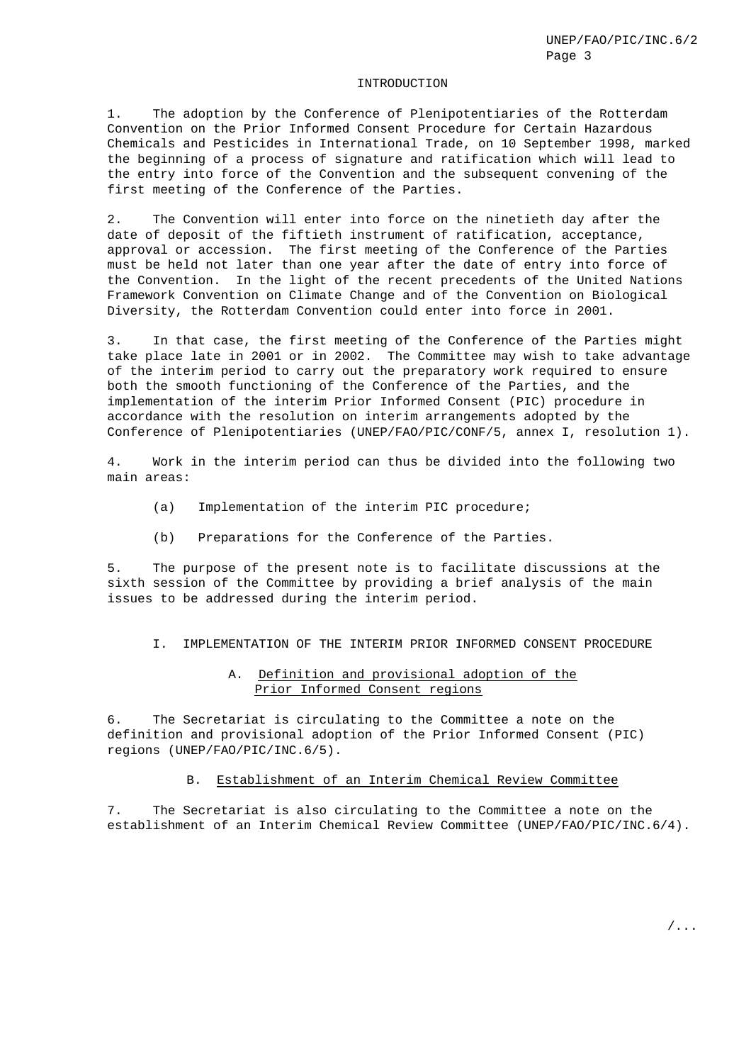## INTRODUCTION

1. The adoption by the Conference of Plenipotentiaries of the Rotterdam Convention on the Prior Informed Consent Procedure for Certain Hazardous Chemicals and Pesticides in International Trade, on 10 September 1998, marked the beginning of a process of signature and ratification which will lead to the entry into force of the Convention and the subsequent convening of the first meeting of the Conference of the Parties.

2. The Convention will enter into force on the ninetieth day after the date of deposit of the fiftieth instrument of ratification, acceptance, approval or accession. The first meeting of the Conference of the Parties must be held not later than one year after the date of entry into force of the Convention. In the light of the recent precedents of the United Nations Framework Convention on Climate Change and of the Convention on Biological Diversity, the Rotterdam Convention could enter into force in 2001.

3. In that case, the first meeting of the Conference of the Parties might take place late in 2001 or in 2002. The Committee may wish to take advantage of the interim period to carry out the preparatory work required to ensure both the smooth functioning of the Conference of the Parties, and the implementation of the interim Prior Informed Consent (PIC) procedure in accordance with the resolution on interim arrangements adopted by the Conference of Plenipotentiaries (UNEP/FAO/PIC/CONF/5, annex I, resolution 1).

4. Work in the interim period can thus be divided into the following two main areas:

(a) Implementation of the interim PIC procedure;

(b) Preparations for the Conference of the Parties.

5. The purpose of the present note is to facilitate discussions at the sixth session of the Committee by providing a brief analysis of the main issues to be addressed during the interim period.

## I. IMPLEMENTATION OF THE INTERIM PRIOR INFORMED CONSENT PROCEDURE

### A. Definition and provisional adoption of the Prior Informed Consent regions

6. The Secretariat is circulating to the Committee a note on the definition and provisional adoption of the Prior Informed Consent (PIC) regions (UNEP/FAO/PIC/INC.6/5).

### B. Establishment of an Interim Chemical Review Committee

7. The Secretariat is also circulating to the Committee a note on the establishment of an Interim Chemical Review Committee (UNEP/FAO/PIC/INC.6/4).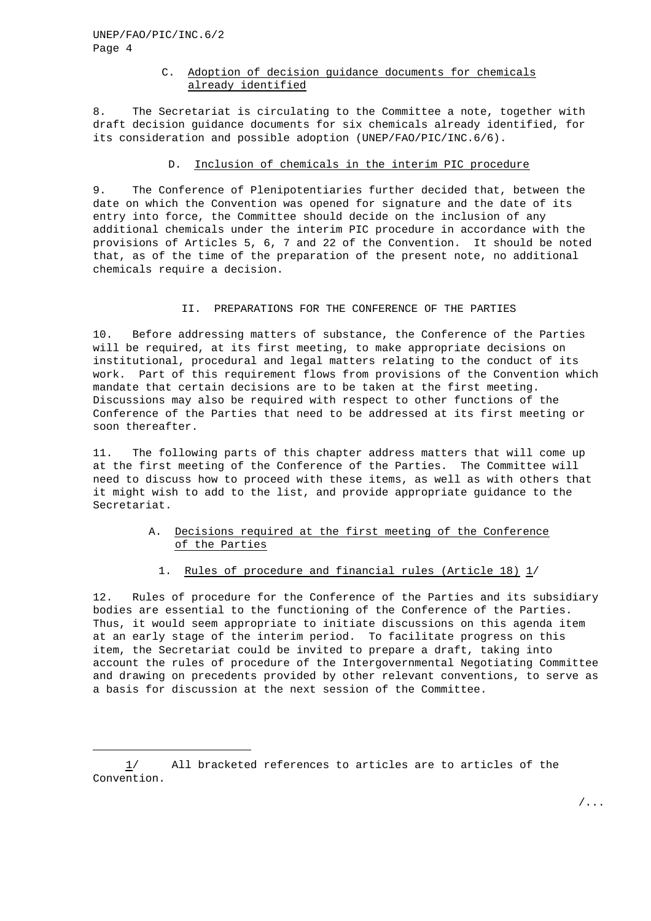### C. Adoption of decision guidance documents for chemicals already identified

8. The Secretariat is circulating to the Committee a note, together with draft decision guidance documents for six chemicals already identified, for its consideration and possible adoption (UNEP/FAO/PIC/INC.6/6).

### D. Inclusion of chemicals in the interim PIC procedure

9. The Conference of Plenipotentiaries further decided that, between the date on which the Convention was opened for signature and the date of its entry into force, the Committee should decide on the inclusion of any additional chemicals under the interim PIC procedure in accordance with the provisions of Articles 5, 6, 7 and 22 of the Convention. It should be noted that, as of the time of the preparation of the present note, no additional chemicals require a decision.

## II. PREPARATIONS FOR THE CONFERENCE OF THE PARTIES

10. Before addressing matters of substance, the Conference of the Parties will be required, at its first meeting, to make appropriate decisions on institutional, procedural and legal matters relating to the conduct of its work. Part of this requirement flows from provisions of the Convention which mandate that certain decisions are to be taken at the first meeting. Discussions may also be required with respect to other functions of the Conference of the Parties that need to be addressed at its first meeting or soon thereafter.

11. The following parts of this chapter address matters that will come up at the first meeting of the Conference of the Parties. The Committee will need to discuss how to proceed with these items, as well as with others that it might wish to add to the list, and provide appropriate guidance to the Secretariat.

### A. Decisions required at the first meeting of the Conference of the Parties

#### 1. Rules of procedure and financial rules (Article 18) 1/

12. Rules of procedure for the Conference of the Parties and its subsidiary bodies are essential to the functioning of the Conference of the Parties. Thus, it would seem appropriate to initiate discussions on this agenda item at an early stage of the interim period. To facilitate progress on this item, the Secretariat could be invited to prepare a draft, taking into account the rules of procedure of the Intergovernmental Negotiating Committee and drawing on precedents provided by other relevant conventions, to serve as a basis for discussion at the next session of the Committee.

---

1/ All bracketed references to articles are to articles of the Convention.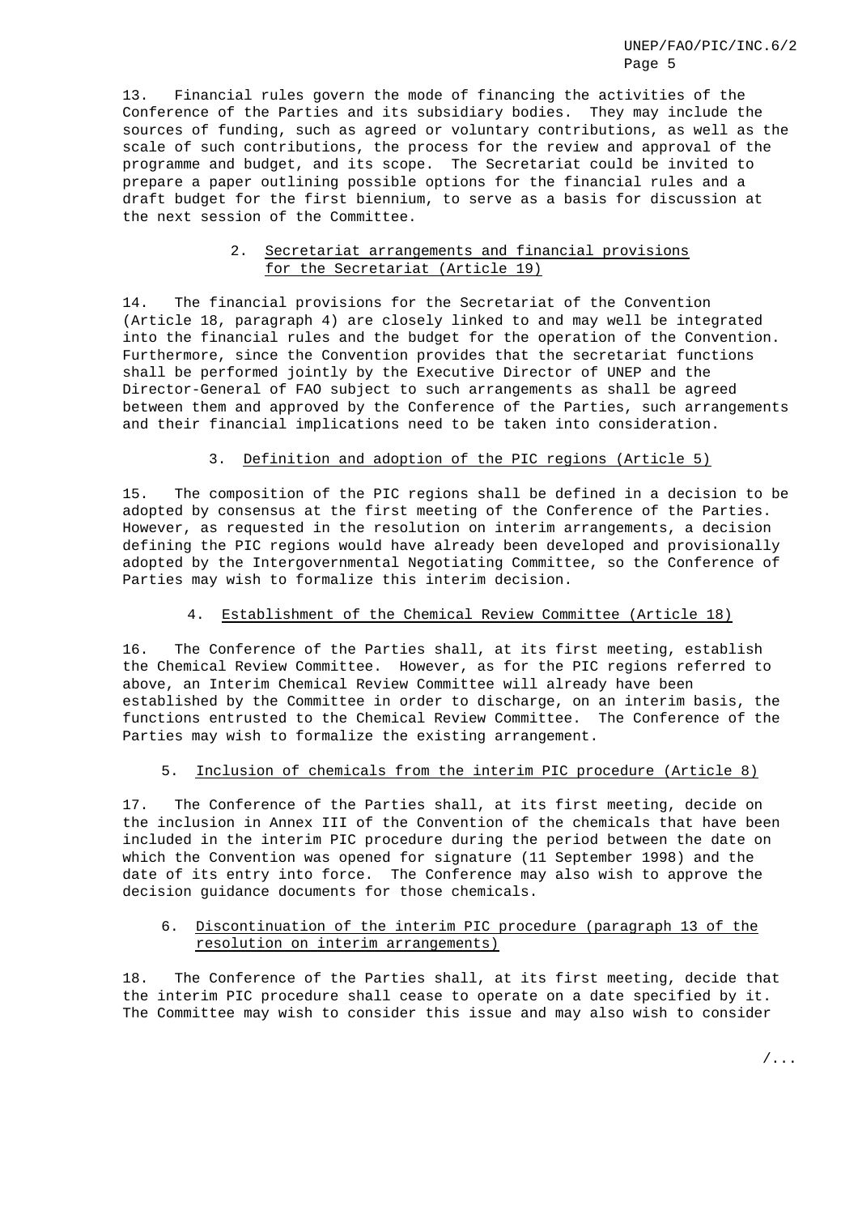13. Financial rules govern the mode of financing the activities of the Conference of the Parties and its subsidiary bodies. They may include the sources of funding, such as agreed or voluntary contributions, as well as the scale of such contributions, the process for the review and approval of the programme and budget, and its scope. The Secretariat could be invited to prepare a paper outlining possible options for the financial rules and a draft budget for the first biennium, to serve as a basis for discussion at the next session of the Committee.

### 2. Secretariat arrangements and financial provisions for the Secretariat (Article 19)

14. The financial provisions for the Secretariat of the Convention (Article 18, paragraph 4) are closely linked to and may well be integrated into the financial rules and the budget for the operation of the Convention. Furthermore, since the Convention provides that the secretariat functions shall be performed jointly by the Executive Director of UNEP and the Director-General of FAO subject to such arrangements as shall be agreed between them and approved by the Conference of the Parties, such arrangements and their financial implications need to be taken into consideration.

### 3. Definition and adoption of the PIC regions (Article 5)

15. The composition of the PIC regions shall be defined in a decision to be adopted by consensus at the first meeting of the Conference of the Parties. However, as requested in the resolution on interim arrangements, a decision defining the PIC regions would have already been developed and provisionally adopted by the Intergovernmental Negotiating Committee, so the Conference of Parties may wish to formalize this interim decision.

### 4. Establishment of the Chemical Review Committee (Article 18)

16. The Conference of the Parties shall, at its first meeting, establish the Chemical Review Committee. However, as for the PIC regions referred to above, an Interim Chemical Review Committee will already have been established by the Committee in order to discharge, on an interim basis, the functions entrusted to the Chemical Review Committee. The Conference of the Parties may wish to formalize the existing arrangement.

### 5. Inclusion of chemicals from the interim PIC procedure (Article 8)

17. The Conference of the Parties shall, at its first meeting, decide on the inclusion in Annex III of the Convention of the chemicals that have been included in the interim PIC procedure during the period between the date on which the Convention was opened for signature (11 September 1998) and the date of its entry into force. The Conference may also wish to approve the decision guidance documents for those chemicals.

### 6. Discontinuation of the interim PIC procedure (paragraph 13 of the resolution on interim arrangements)

18. The Conference of the Parties shall, at its first meeting, decide that the interim PIC procedure shall cease to operate on a date specified by it. The Committee may wish to consider this issue and may also wish to consider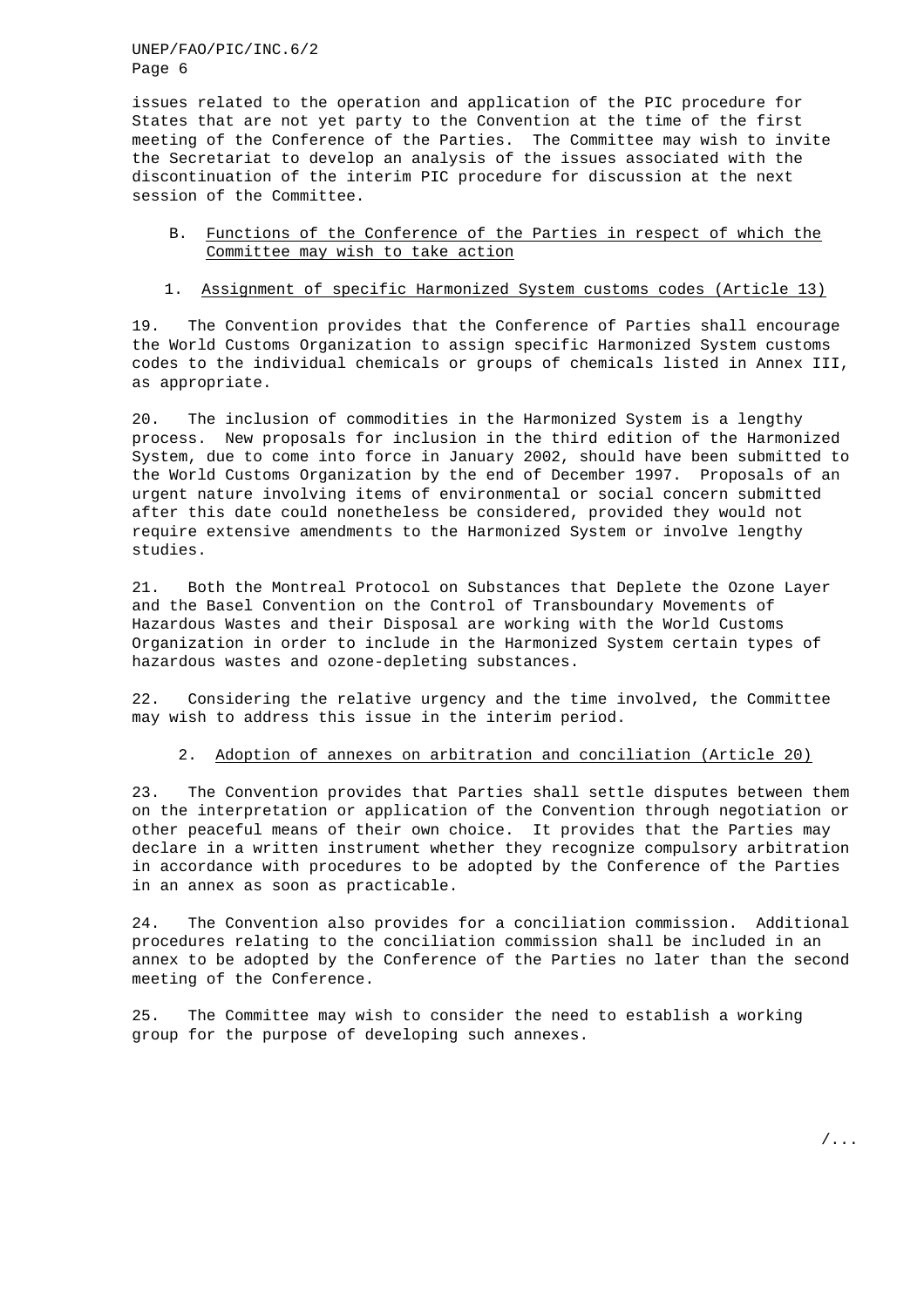issues related to the operation and application of the PIC procedure for States that are not yet party to the Convention at the time of the first meeting of the Conference of the Parties. The Committee may wish to invite the Secretariat to develop an analysis of the issues associated with the discontinuation of the interim PIC procedure for discussion at the next session of the Committee.

## B. Functions of the Conference of the Parties in respect of which the Committee may wish to take action

### 1. Assignment of specific Harmonized System customs codes (Article 13)

19. The Convention provides that the Conference of Parties shall encourage the World Customs Organization to assign specific Harmonized System customs codes to the individual chemicals or groups of chemicals listed in Annex III, as appropriate.

20. The inclusion of commodities in the Harmonized System is a lengthy process. New proposals for inclusion in the third edition of the Harmonized System, due to come into force in January 2002, should have been submitted to the World Customs Organization by the end of December 1997. Proposals of an urgent nature involving items of environmental or social concern submitted after this date could nonetheless be considered, provided they would not require extensive amendments to the Harmonized System or involve lengthy studies.

21. Both the Montreal Protocol on Substances that Deplete the Ozone Layer and the Basel Convention on the Control of Transboundary Movements of Hazardous Wastes and their Disposal are working with the World Customs Organization in order to include in the Harmonized System certain types of hazardous wastes and ozone-depleting substances.

22. Considering the relative urgency and the time involved, the Committee may wish to address this issue in the interim period.

### 2. Adoption of annexes on arbitration and conciliation (Article 20)

23. The Convention provides that Parties shall settle disputes between them on the interpretation or application of the Convention through negotiation or other peaceful means of their own choice. It provides that the Parties may declare in a written instrument whether they recognize compulsory arbitration in accordance with procedures to be adopted by the Conference of the Parties in an annex as soon as practicable.

24. The Convention also provides for a conciliation commission. Additional procedures relating to the conciliation commission shall be included in an annex to be adopted by the Conference of the Parties no later than the second meeting of the Conference.

25. The Committee may wish to consider the need to establish a working group for the purpose of developing such annexes.

/...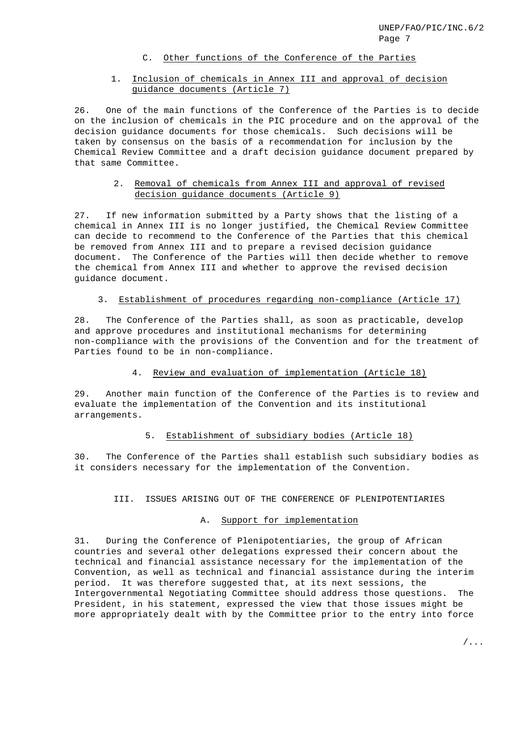### C. Other functions of the Conference of the Parties

#### 1. Inclusion of chemicals in Annex III and approval of decision guidance documents (Article 7)

26. One of the main functions of the Conference of the Parties is to decide on the inclusion of chemicals in the PIC procedure and on the approval of the decision guidance documents for those chemicals. Such decisions will be taken by consensus on the basis of a recommendation for inclusion by the Chemical Review Committee and a draft decision guidance document prepared by that same Committee.

#### 2. Removal of chemicals from Annex III and approval of revised decision guidance documents (Article 9)

27. If new information submitted by a Party shows that the listing of a chemical in Annex III is no longer justified, the Chemical Review Committee can decide to recommend to the Conference of the Parties that this chemical be removed from Annex III and to prepare a revised decision guidance document. The Conference of the Parties will then decide whether to remove the chemical from Annex III and whether to approve the revised decision guidance document.

#### 3. Establishment of procedures regarding non-compliance (Article 17)

28. The Conference of the Parties shall, as soon as practicable, develop and approve procedures and institutional mechanisms for determining non-compliance with the provisions of the Convention and for the treatment of Parties found to be in non-compliance.

#### 4. Review and evaluation of implementation (Article 18)

29. Another main function of the Conference of the Parties is to review and evaluate the implementation of the Convention and its institutional arrangements.

#### 5. Establishment of subsidiary bodies (Article 18)

30. The Conference of the Parties shall establish such subsidiary bodies as it considers necessary for the implementation of the Convention.

## III. ISSUES ARISING OUT OF THE CONFERENCE OF PLENIPOTENTIARIES

### A. Support for implementation

31. During the Conference of Plenipotentiaries, the group of African countries and several other delegations expressed their concern about the technical and financial assistance necessary for the implementation of the Convention, as well as technical and financial assistance during the interim period. It was therefore suggested that, at its next sessions, the Intergovernmental Negotiating Committee should address those questions. The President, in his statement, expressed the view that those issues might be more appropriately dealt with by the Committee prior to the entry into force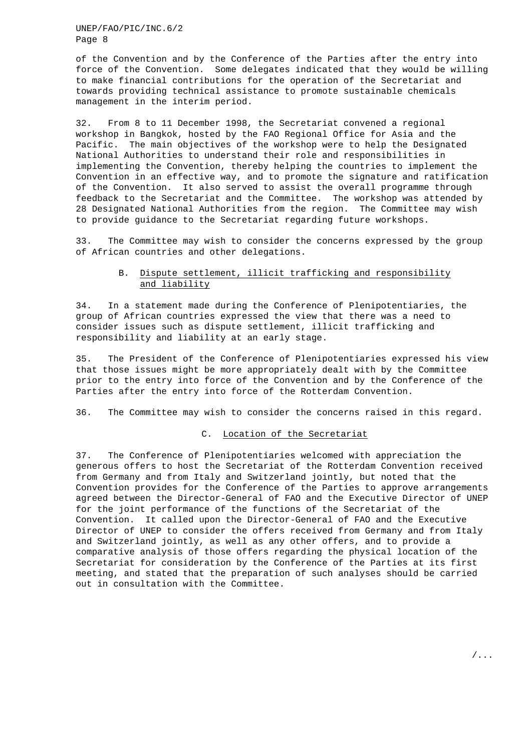of the Convention and by the Conference of the Parties after the entry into force of the Convention. Some delegates indicated that they would be willing to make financial contributions for the operation of the Secretariat and towards providing technical assistance to promote sustainable chemicals management in the interim period.

32. From 8 to 11 December 1998, the Secretariat convened a regional workshop in Bangkok, hosted by the FAO Regional Office for Asia and the Pacific. The main objectives of the workshop were to help the Designated National Authorities to understand their role and responsibilities in implementing the Convention, thereby helping the countries to implement the Convention in an effective way, and to promote the signature and ratification of the Convention. It also served to assist the overall programme through feedback to the Secretariat and the Committee. The workshop was attended by 28 Designated National Authorities from the region. The Committee may wish to provide guidance to the Secretariat regarding future workshops.

33. The Committee may wish to consider the concerns expressed by the group of African countries and other delegations.

### B. Dispute settlement, illicit trafficking and responsibility and liability

34. In a statement made during the Conference of Plenipotentiaries, the group of African countries expressed the view that there was a need to consider issues such as dispute settlement, illicit trafficking and responsibility and liability at an early stage.

35. The President of the Conference of Plenipotentiaries expressed his view that those issues might be more appropriately dealt with by the Committee prior to the entry into force of the Convention and by the Conference of the Parties after the entry into force of the Rotterdam Convention.

36. The Committee may wish to consider the concerns raised in this regard.

### C. Location of the Secretariat

37. The Conference of Plenipotentiaries welcomed with appreciation the generous offers to host the Secretariat of the Rotterdam Convention received from Germany and from Italy and Switzerland jointly, but noted that the Convention provides for the Conference of the Parties to approve arrangements agreed between the Director-General of FAO and the Executive Director of UNEP for the joint performance of the functions of the Secretariat of the Convention. It called upon the Director-General of FAO and the Executive Director of UNEP to consider the offers received from Germany and from Italy and Switzerland jointly, as well as any other offers, and to provide a comparative analysis of those offers regarding the physical location of the Secretariat for consideration by the Conference of the Parties at its first meeting, and stated that the preparation of such analyses should be carried out in consultation with the Committee.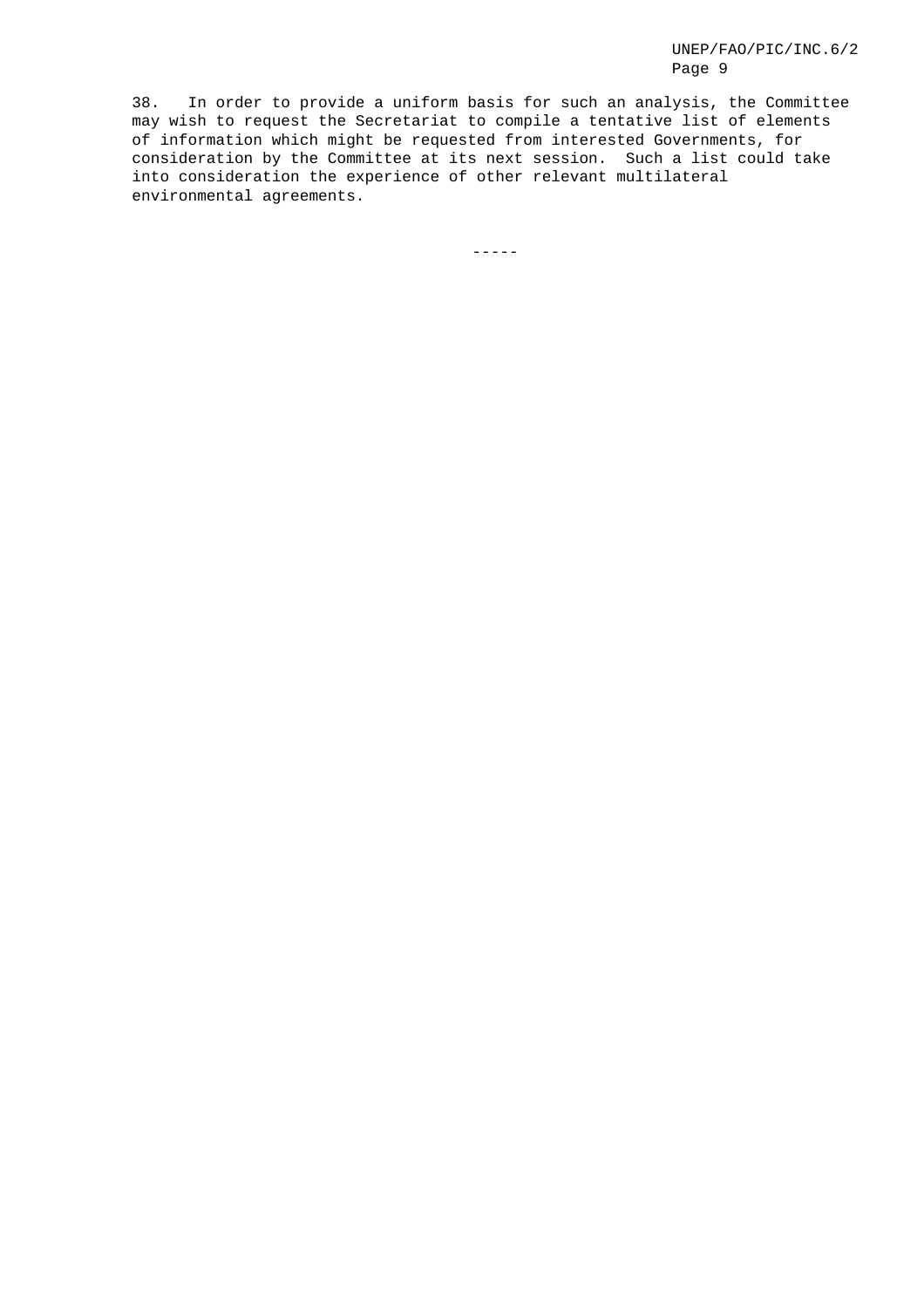38. In order to provide a uniform basis for such an analysis, the Committee may wish to request the Secretariat to compile a tentative list of elements of information which might be requested from interested Governments, for consideration by the Committee at its next session. Such a list could take into consideration the experience of other relevant multilateral environmental agreements.

-----